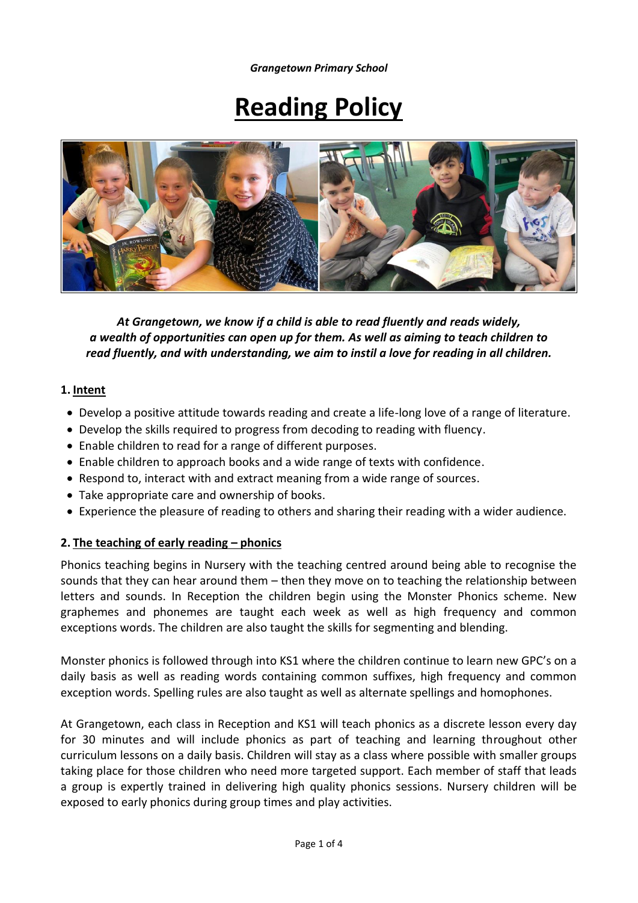*Grangetown Primary School*

# Reading Policy

***At Grangetown, we know if a child is able to read fluently and reads widely, a wealth of opportunities can open up for them. As well as aiming to teach children to read fluently, and with understanding, we aim to instil a love for reading in all children.***

## 1. Intent

- Develop a positive attitude towards reading and create a life-long love of a range of literature.
- Develop the skills required to progress from decoding to reading with fluency.
- Enable children to read for a range of different purposes.
- Enable children to approach books and a wide range of texts with confidence.
- Respond to, interact with and extract meaning from a wide range of sources.
- Take appropriate care and ownership of books.
- Experience the pleasure of reading to others and sharing their reading with a wider audience.

## 2. The teaching of early reading – phonics

Phonics teaching begins in Nursery with the teaching centred around being able to recognise the sounds that they can hear around them – then they move on to teaching the relationship between letters and sounds. In Reception the children begin using the Monster Phonics scheme. New graphemes and phonemes are taught each week as well as high frequency and common exceptions words. The children are also taught the skills for segmenting and blending.

Monster phonics is followed through into KS1 where the children continue to learn new GPC's on a daily basis as well as reading words containing common suffixes, high frequency and common exception words. Spelling rules are also taught as well as alternate spellings and homophones.

At Grangetown, each class in Reception and KS1 will teach phonics as a discrete lesson every day for 30 minutes and will include phonics as part of teaching and learning throughout other curriculum lessons on a daily basis. Children will stay as a class where possible with smaller groups taking place for those children who need more targeted support. Each member of staff that leads a group is expertly trained in delivering high quality phonics sessions. Nursery children will be exposed to early phonics during group times and play activities.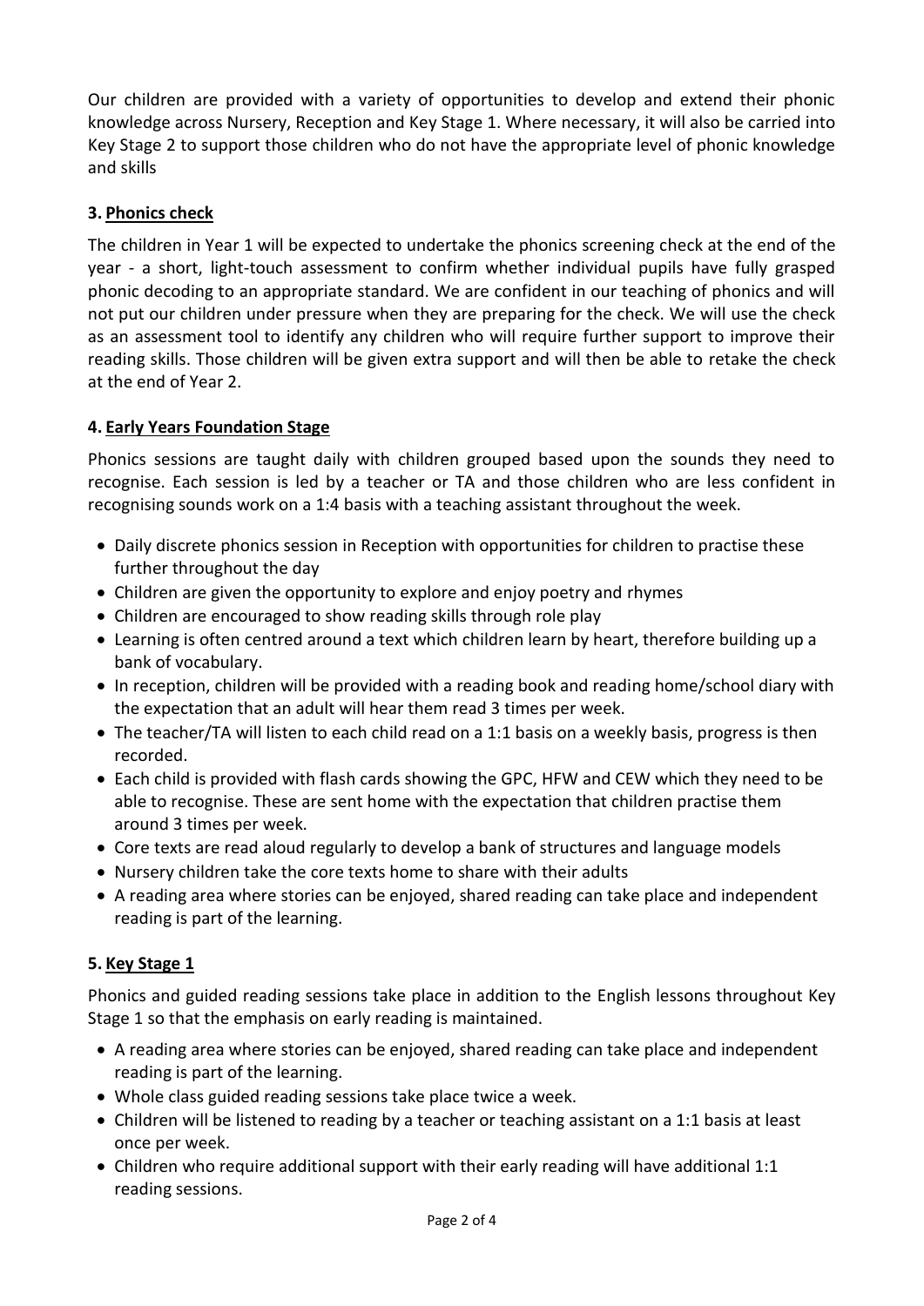Our children are provided with a variety of opportunities to develop and extend their phonic knowledge across Nursery, Reception and Key Stage 1. Where necessary, it will also be carried into Key Stage 2 to support those children who do not have the appropriate level of phonic knowledge and skills

### 3. Phonics check

The children in Year 1 will be expected to undertake the phonics screening check at the end of the year - a short, light-touch assessment to confirm whether individual pupils have fully grasped phonic decoding to an appropriate standard. We are confident in our teaching of phonics and will not put our children under pressure when they are preparing for the check. We will use the check as an assessment tool to identify any children who will require further support to improve their reading skills. Those children will be given extra support and will then be able to retake the check at the end of Year 2.

### 4. Early Years Foundation Stage

Phonics sessions are taught daily with children grouped based upon the sounds they need to recognise. Each session is led by a teacher or TA and those children who are less confident in recognising sounds work on a 1:4 basis with a teaching assistant throughout the week.

- Daily discrete phonics session in Reception with opportunities for children to practise these further throughout the day
- Children are given the opportunity to explore and enjoy poetry and rhymes
- Children are encouraged to show reading skills through role play
- Learning is often centred around a text which children learn by heart, therefore building up a bank of vocabulary.
- In reception, children will be provided with a reading book and reading home/school diary with the expectation that an adult will hear them read 3 times per week.
- The teacher/TA will listen to each child read on a 1:1 basis on a weekly basis, progress is then recorded.
- Each child is provided with flash cards showing the GPC, HFW and CEW which they need to be able to recognise. These are sent home with the expectation that children practise them around 3 times per week.
- Core texts are read aloud regularly to develop a bank of structures and language models
- Nursery children take the core texts home to share with their adults
- A reading area where stories can be enjoyed, shared reading can take place and independent reading is part of the learning.

### 5. Key Stage 1

Phonics and guided reading sessions take place in addition to the English lessons throughout Key Stage 1 so that the emphasis on early reading is maintained.

- A reading area where stories can be enjoyed, shared reading can take place and independent reading is part of the learning.
- Whole class guided reading sessions take place twice a week.
- Children will be listened to reading by a teacher or teaching assistant on a 1:1 basis at least once per week.
- Children who require additional support with their early reading will have additional 1:1 reading sessions.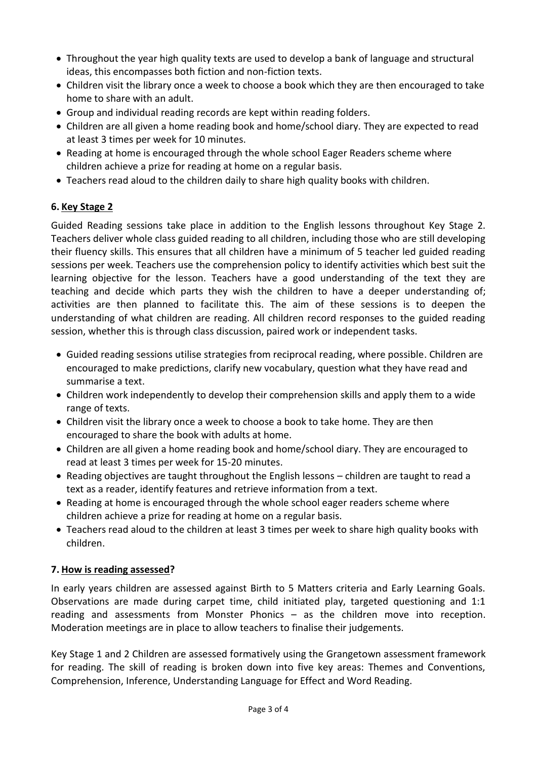- Throughout the year high quality texts are used to develop a bank of language and structural ideas, this encompasses both fiction and non-fiction texts.
- Children visit the library once a week to choose a book which they are then encouraged to take home to share with an adult.
- Group and individual reading records are kept within reading folders.
- Children are all given a home reading book and home/school diary. They are expected to read at least 3 times per week for 10 minutes.
- Reading at home is encouraged through the whole school Eager Readers scheme where children achieve a prize for reading at home on a regular basis.
- Teachers read aloud to the children daily to share high quality books with children.

## 6. Key Stage 2

Guided Reading sessions take place in addition to the English lessons throughout Key Stage 2. Teachers deliver whole class guided reading to all children, including those who are still developing their fluency skills. This ensures that all children have a minimum of 5 teacher led guided reading sessions per week. Teachers use the comprehension policy to identify activities which best suit the learning objective for the lesson. Teachers have a good understanding of the text they are teaching and decide which parts they wish the children to have a deeper understanding of; activities are then planned to facilitate this. The aim of these sessions is to deepen the understanding of what children are reading. All children record responses to the guided reading session, whether this is through class discussion, paired work or independent tasks.

- Guided reading sessions utilise strategies from reciprocal reading, where possible. Children are encouraged to make predictions, clarify new vocabulary, question what they have read and summarise a text.
- Children work independently to develop their comprehension skills and apply them to a wide range of texts.
- Children visit the library once a week to choose a book to take home. They are then encouraged to share the book with adults at home.
- Children are all given a home reading book and home/school diary. They are encouraged to read at least 3 times per week for 15-20 minutes.
- Reading objectives are taught throughout the English lessons – children are taught to read a text as a reader, identify features and retrieve information from a text.
- Reading at home is encouraged through the whole school eager readers scheme where children achieve a prize for reading at home on a regular basis.
- Teachers read aloud to the children at least 3 times per week to share high quality books with children.

## 7. How is reading assessed?

In early years children are assessed against Birth to 5 Matters criteria and Early Learning Goals. Observations are made during carpet time, child initiated play, targeted questioning and 1:1 reading and assessments from Monster Phonics – as the children move into reception. Moderation meetings are in place to allow teachers to finalise their judgements.

Key Stage 1 and 2 Children are assessed formatively using the Grangetown assessment framework for reading. The skill of reading is broken down into five key areas: Themes and Conventions, Comprehension, Inference, Understanding Language for Effect and Word Reading.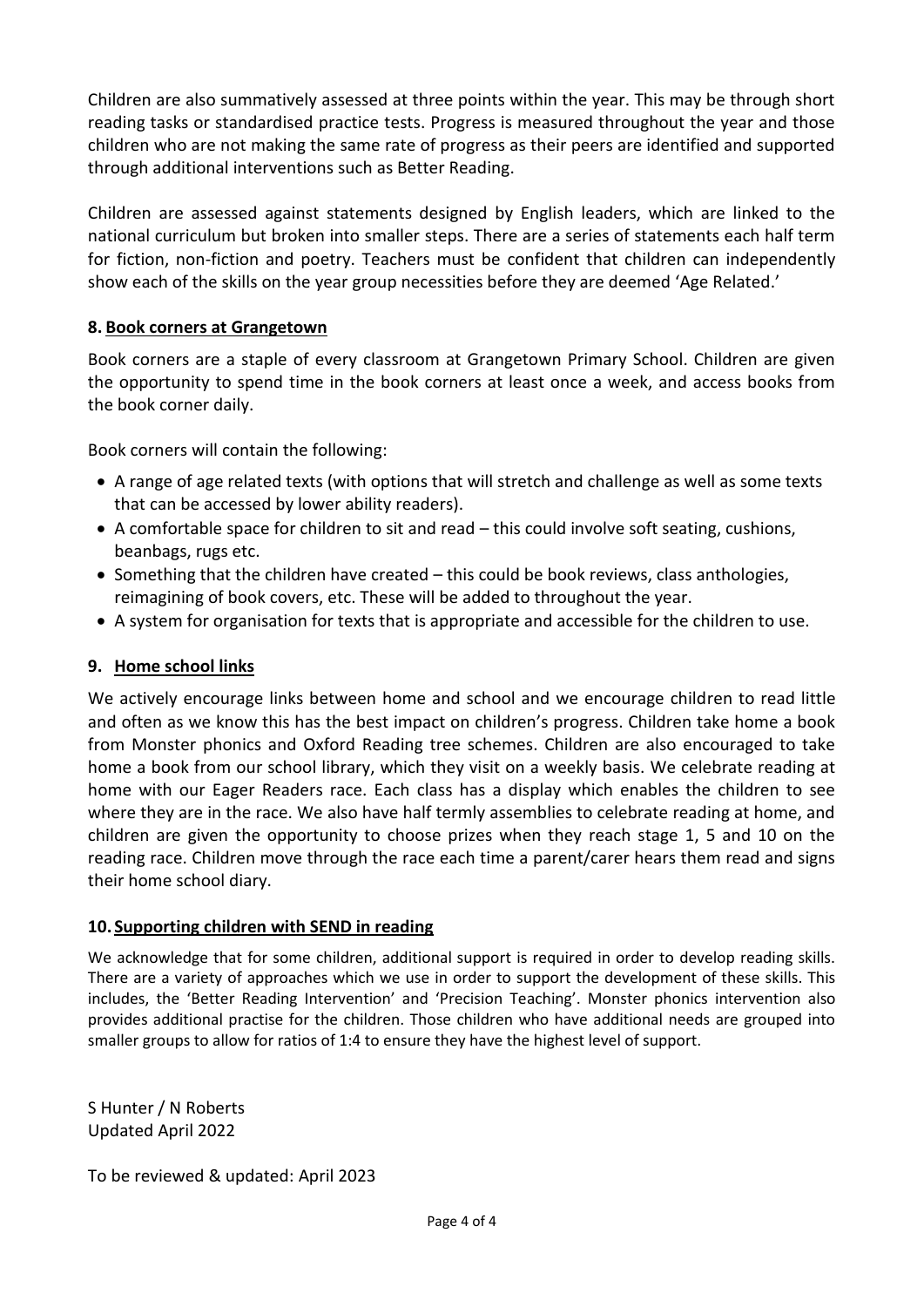Children are also summatively assessed at three points within the year. This may be through short reading tasks or standardised practice tests. Progress is measured throughout the year and those children who are not making the same rate of progress as their peers are identified and supported through additional interventions such as Better Reading.

Children are assessed against statements designed by English leaders, which are linked to the national curriculum but broken into smaller steps. There are a series of statements each half term for fiction, non-fiction and poetry. Teachers must be confident that children can independently show each of the skills on the year group necessities before they are deemed 'Age Related.'

## 8. Book corners at Grangetown

Book corners are a staple of every classroom at Grangetown Primary School. Children are given the opportunity to spend time in the book corners at least once a week, and access books from the book corner daily.

Book corners will contain the following:

- A range of age related texts (with options that will stretch and challenge as well as some texts that can be accessed by lower ability readers).
- A comfortable space for children to sit and read – this could involve soft seating, cushions, beanbags, rugs etc.
- Something that the children have created – this could be book reviews, class anthologies, reimagining of book covers, etc. These will be added to throughout the year.
- A system for organisation for texts that is appropriate and accessible for the children to use.

## 9. Home school links

We actively encourage links between home and school and we encourage children to read little and often as we know this has the best impact on children's progress. Children take home a book from Monster phonics and Oxford Reading tree schemes. Children are also encouraged to take home a book from our school library, which they visit on a weekly basis. We celebrate reading at home with our Eager Readers race. Each class has a display which enables the children to see where they are in the race. We also have half termly assemblies to celebrate reading at home, and children are given the opportunity to choose prizes when they reach stage 1, 5 and 10 on the reading race. Children move through the race each time a parent/carer hears them read and signs their home school diary.

## 10. Supporting children with SEND in reading

We acknowledge that for some children, additional support is required in order to develop reading skills. There are a variety of approaches which we use in order to support the development of these skills. This includes, the 'Better Reading Intervention' and 'Precision Teaching'. Monster phonics intervention also provides additional practise for the children. Those children who have additional needs are grouped into smaller groups to allow for ratios of 1:4 to ensure they have the highest level of support.

S Hunter / N Roberts
Updated April 2022

To be reviewed & updated: April 2023